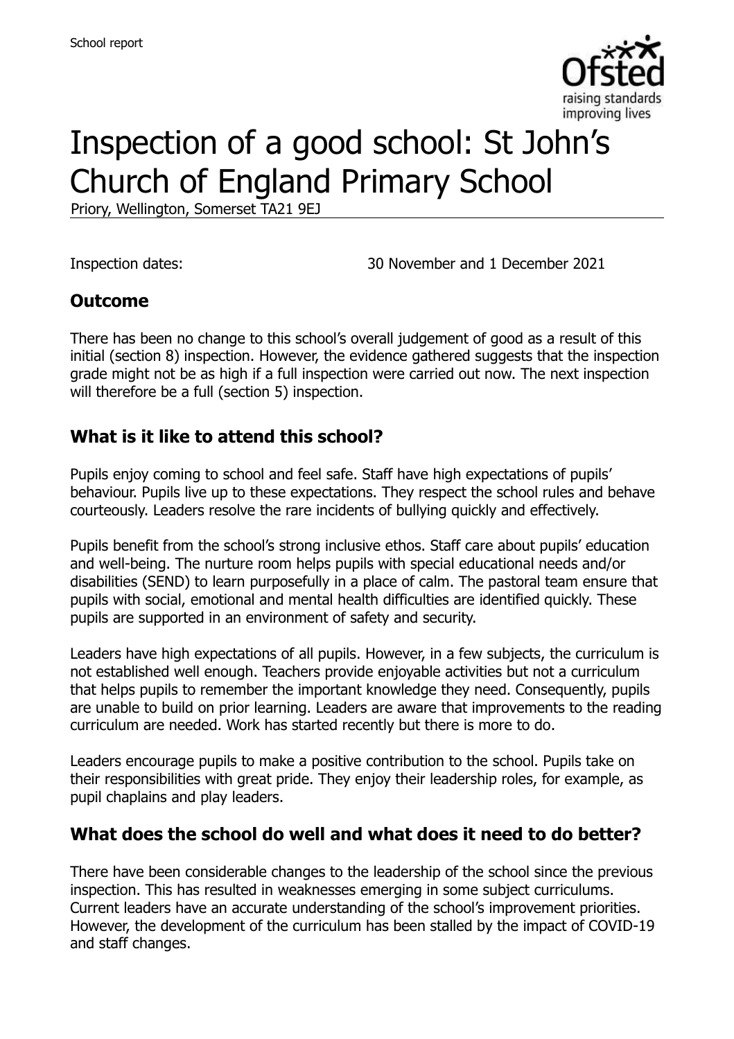School report

# Inspection of a good school: St John's Church of England Primary School

Priory, Wellington, Somerset TA21 9EJ

Inspection dates: 30 November and 1 December 2021

## Outcome

There has been no change to this school's overall judgement of good as a result of this initial (section 8) inspection. However, the evidence gathered suggests that the inspection grade might not be as high if a full inspection were carried out now. The next inspection will therefore be a full (section 5) inspection.

## What is it like to attend this school?

Pupils enjoy coming to school and feel safe. Staff have high expectations of pupils' behaviour. Pupils live up to these expectations. They respect the school rules and behave courteously. Leaders resolve the rare incidents of bullying quickly and effectively.

Pupils benefit from the school's strong inclusive ethos. Staff care about pupils' education and well-being. The nurture room helps pupils with special educational needs and/or disabilities (SEND) to learn purposefully in a place of calm. The pastoral team ensure that pupils with social, emotional and mental health difficulties are identified quickly. These pupils are supported in an environment of safety and security.

Leaders have high expectations of all pupils. However, in a few subjects, the curriculum is not established well enough. Teachers provide enjoyable activities but not a curriculum that helps pupils to remember the important knowledge they need. Consequently, pupils are unable to build on prior learning. Leaders are aware that improvements to the reading curriculum are needed. Work has started recently but there is more to do.

Leaders encourage pupils to make a positive contribution to the school. Pupils take on their responsibilities with great pride. They enjoy their leadership roles, for example, as pupil chaplains and play leaders.

## What does the school do well and what does it need to do better?

There have been considerable changes to the leadership of the school since the previous inspection. This has resulted in weaknesses emerging in some subject curriculums. Current leaders have an accurate understanding of the school's improvement priorities. However, the development of the curriculum has been stalled by the impact of COVID-19 and staff changes.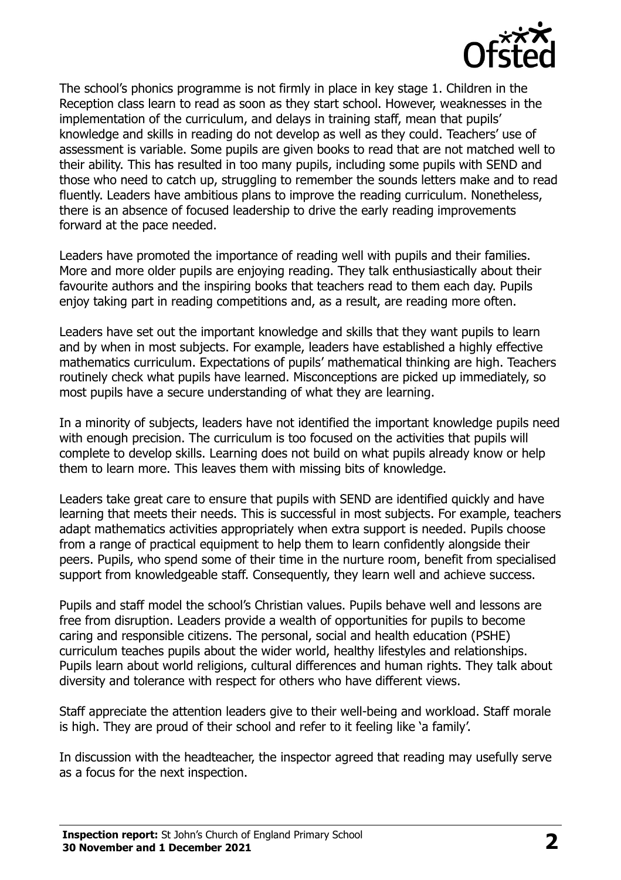The school's phonics programme is not firmly in place in key stage 1. Children in the Reception class learn to read as soon as they start school. However, weaknesses in the implementation of the curriculum, and delays in training staff, mean that pupils' knowledge and skills in reading do not develop as well as they could. Teachers' use of assessment is variable. Some pupils are given books to read that are not matched well to their ability. This has resulted in too many pupils, including some pupils with SEND and those who need to catch up, struggling to remember the sounds letters make and to read fluently. Leaders have ambitious plans to improve the reading curriculum. Nonetheless, there is an absence of focused leadership to drive the early reading improvements forward at the pace needed.

Leaders have promoted the importance of reading well with pupils and their families. More and more older pupils are enjoying reading. They talk enthusiastically about their favourite authors and the inspiring books that teachers read to them each day. Pupils enjoy taking part in reading competitions and, as a result, are reading more often.

Leaders have set out the important knowledge and skills that they want pupils to learn and by when in most subjects. For example, leaders have established a highly effective mathematics curriculum. Expectations of pupils' mathematical thinking are high. Teachers routinely check what pupils have learned. Misconceptions are picked up immediately, so most pupils have a secure understanding of what they are learning.

In a minority of subjects, leaders have not identified the important knowledge pupils need with enough precision. The curriculum is too focused on the activities that pupils will complete to develop skills. Learning does not build on what pupils already know or help them to learn more. This leaves them with missing bits of knowledge.

Leaders take great care to ensure that pupils with SEND are identified quickly and have learning that meets their needs. This is successful in most subjects. For example, teachers adapt mathematics activities appropriately when extra support is needed. Pupils choose from a range of practical equipment to help them to learn confidently alongside their peers. Pupils, who spend some of their time in the nurture room, benefit from specialised support from knowledgeable staff. Consequently, they learn well and achieve success.

Pupils and staff model the school's Christian values. Pupils behave well and lessons are free from disruption. Leaders provide a wealth of opportunities for pupils to become caring and responsible citizens. The personal, social and health education (PSHE) curriculum teaches pupils about the wider world, healthy lifestyles and relationships. Pupils learn about world religions, cultural differences and human rights. They talk about diversity and tolerance with respect for others who have different views.

Staff appreciate the attention leaders give to their well-being and workload. Staff morale is high. They are proud of their school and refer to it feeling like 'a family'.

In discussion with the headteacher, the inspector agreed that reading may usefully serve as a focus for the next inspection.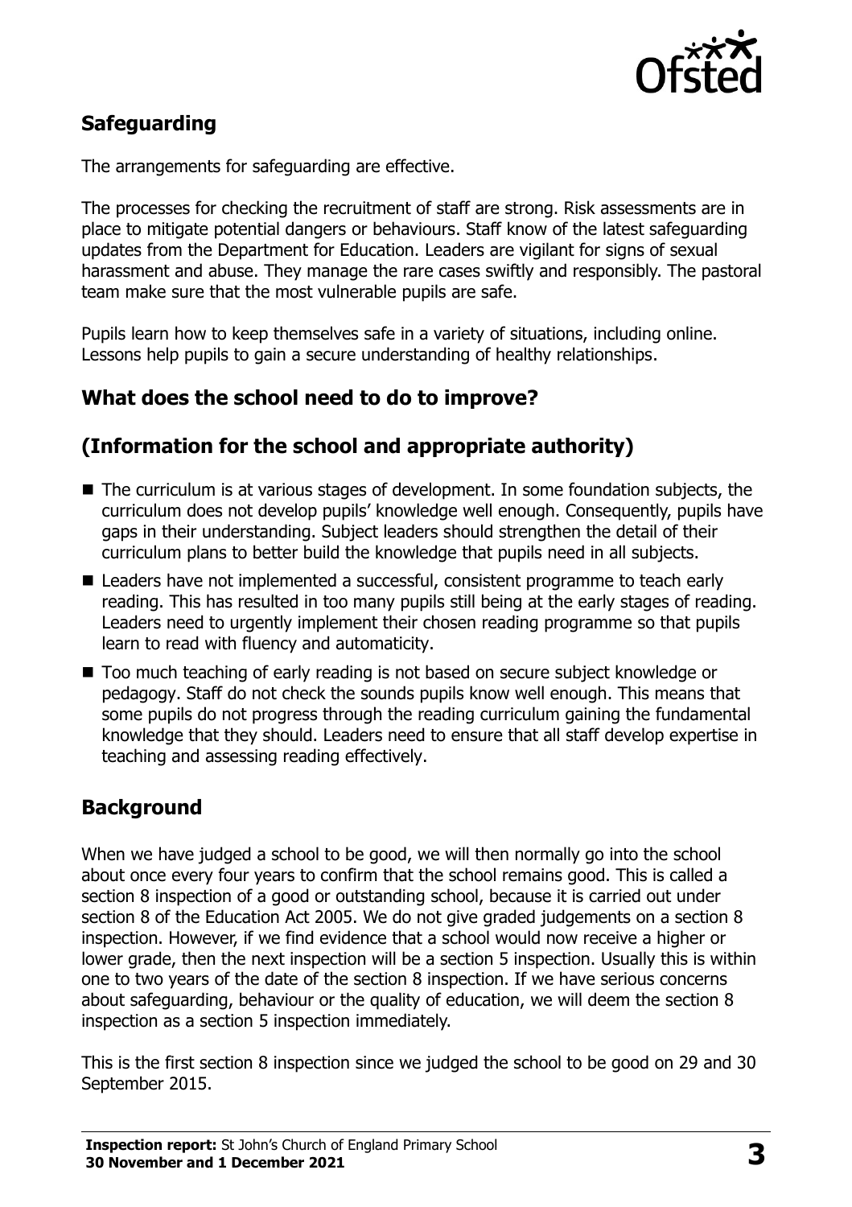## Safeguarding

The arrangements for safeguarding are effective.

The processes for checking the recruitment of staff are strong. Risk assessments are in place to mitigate potential dangers or behaviours. Staff know of the latest safeguarding updates from the Department for Education. Leaders are vigilant for signs of sexual harassment and abuse. They manage the rare cases swiftly and responsibly. The pastoral team make sure that the most vulnerable pupils are safe.

Pupils learn how to keep themselves safe in a variety of situations, including online. Lessons help pupils to gain a secure understanding of healthy relationships.

## What does the school need to do to improve?

## (Information for the school and appropriate authority)

- The curriculum is at various stages of development. In some foundation subjects, the curriculum does not develop pupils' knowledge well enough. Consequently, pupils have gaps in their understanding. Subject leaders should strengthen the detail of their curriculum plans to better build the knowledge that pupils need in all subjects.
- Leaders have not implemented a successful, consistent programme to teach early reading. This has resulted in too many pupils still being at the early stages of reading. Leaders need to urgently implement their chosen reading programme so that pupils learn to read with fluency and automaticity.
- Too much teaching of early reading is not based on secure subject knowledge or pedagogy. Staff do not check the sounds pupils know well enough. This means that some pupils do not progress through the reading curriculum gaining the fundamental knowledge that they should. Leaders need to ensure that all staff develop expertise in teaching and assessing reading effectively.

## Background

When we have judged a school to be good, we will then normally go into the school about once every four years to confirm that the school remains good. This is called a section 8 inspection of a good or outstanding school, because it is carried out under section 8 of the Education Act 2005. We do not give graded judgements on a section 8 inspection. However, if we find evidence that a school would now receive a higher or lower grade, then the next inspection will be a section 5 inspection. Usually this is within one to two years of the date of the section 8 inspection. If we have serious concerns about safeguarding, behaviour or the quality of education, we will deem the section 8 inspection as a section 5 inspection immediately.

This is the first section 8 inspection since we judged the school to be good on 29 and 30 September 2015.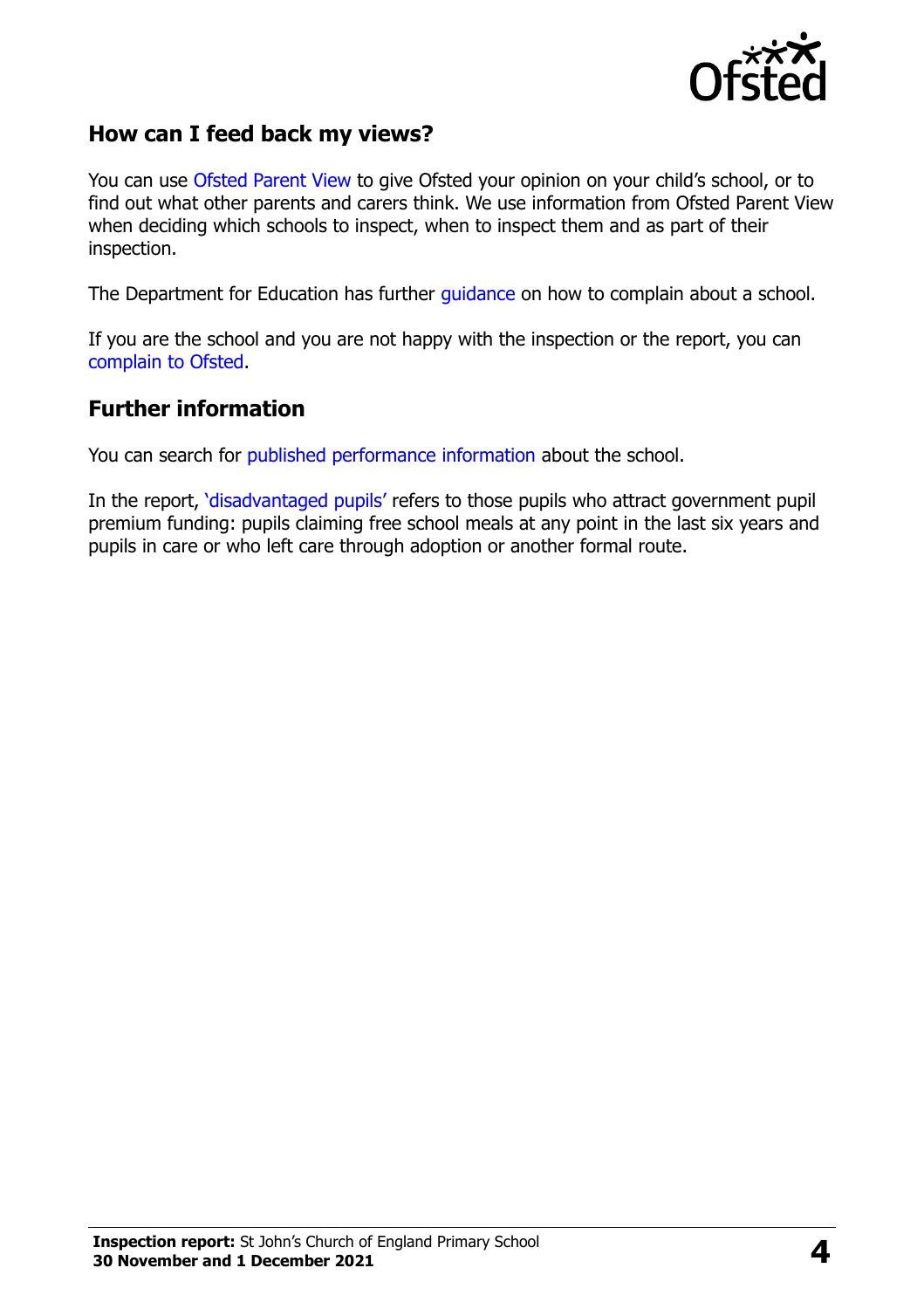## How can I feed back my views?

You can use Ofsted Parent View to give Ofsted your opinion on your child's school, or to find out what other parents and carers think. We use information from Ofsted Parent View when deciding which schools to inspect, when to inspect them and as part of their inspection.

The Department for Education has further guidance on how to complain about a school.

If you are the school and you are not happy with the inspection or the report, you can complain to Ofsted.

## Further information

You can search for published performance information about the school.

In the report, 'disadvantaged pupils' refers to those pupils who attract government pupil premium funding: pupils claiming free school meals at any point in the last six years and pupils in care or who left care through adoption or another formal route.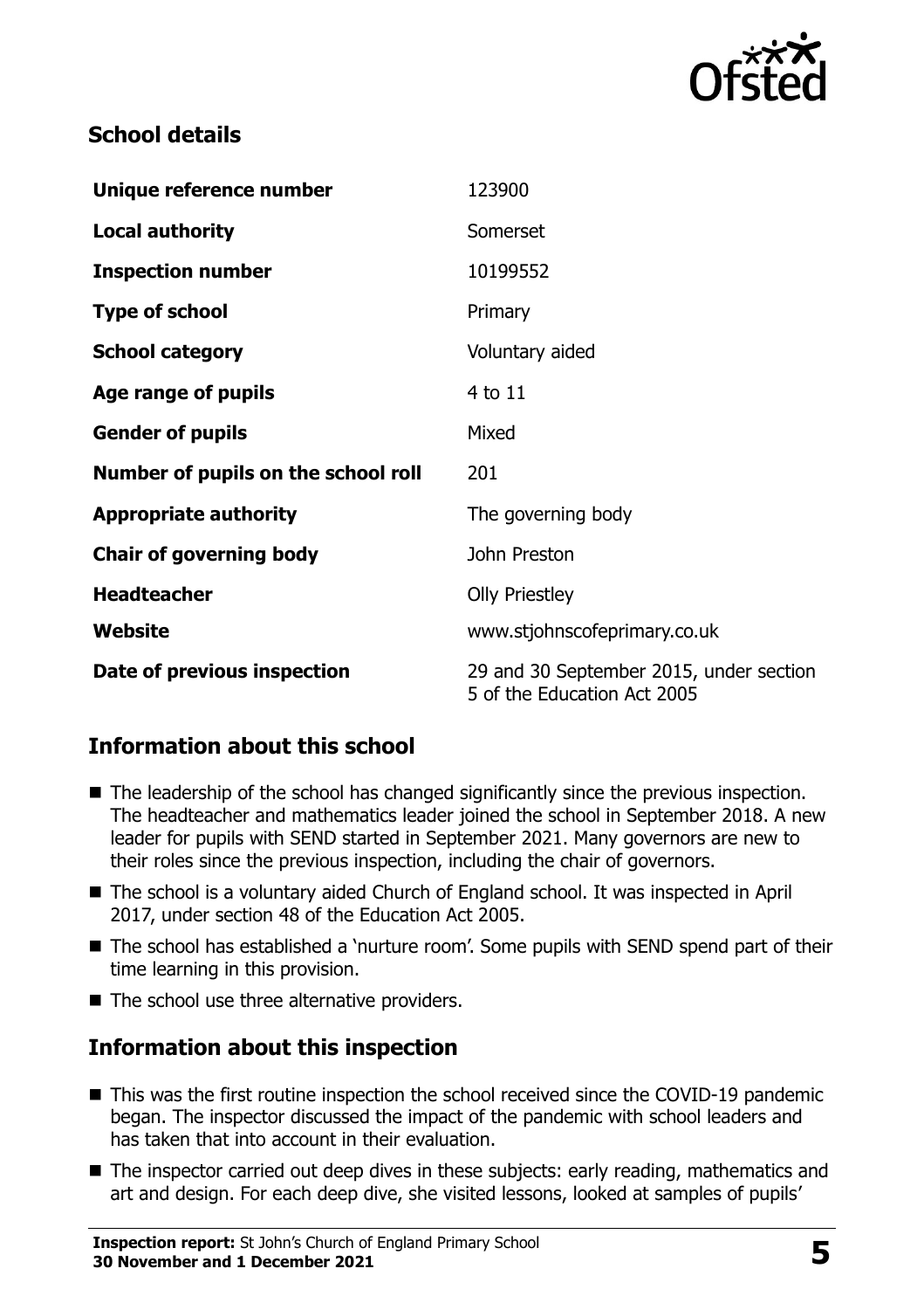## School details

| | |
|---|---|
| **Unique reference number** | 123900 |
| **Local authority** | Somerset |
| **Inspection number** | 10199552 |
| **Type of school** | Primary |
| **School category** | Voluntary aided |
| **Age range of pupils** | 4 to 11 |
| **Gender of pupils** | Mixed |
| **Number of pupils on the school roll** | 201 |
| **Appropriate authority** | The governing body |
| **Chair of governing body** | John Preston |
| **Headteacher** | Olly Priestley |
| **Website** | www.stjohnscofeprimary.co.uk |
| **Date of previous inspection** | 29 and 30 September 2015, under section 5 of the Education Act 2005 |

## Information about this school

- The leadership of the school has changed significantly since the previous inspection. The headteacher and mathematics leader joined the school in September 2018. A new leader for pupils with SEND started in September 2021. Many governors are new to their roles since the previous inspection, including the chair of governors.
- The school is a voluntary aided Church of England school. It was inspected in April 2017, under section 48 of the Education Act 2005.
- The school has established a 'nurture room'. Some pupils with SEND spend part of their time learning in this provision.
- The school use three alternative providers.

## Information about this inspection

- This was the first routine inspection the school received since the COVID-19 pandemic began. The inspector discussed the impact of the pandemic with school leaders and has taken that into account in their evaluation.
- The inspector carried out deep dives in these subjects: early reading, mathematics and art and design. For each deep dive, she visited lessons, looked at samples of pupils'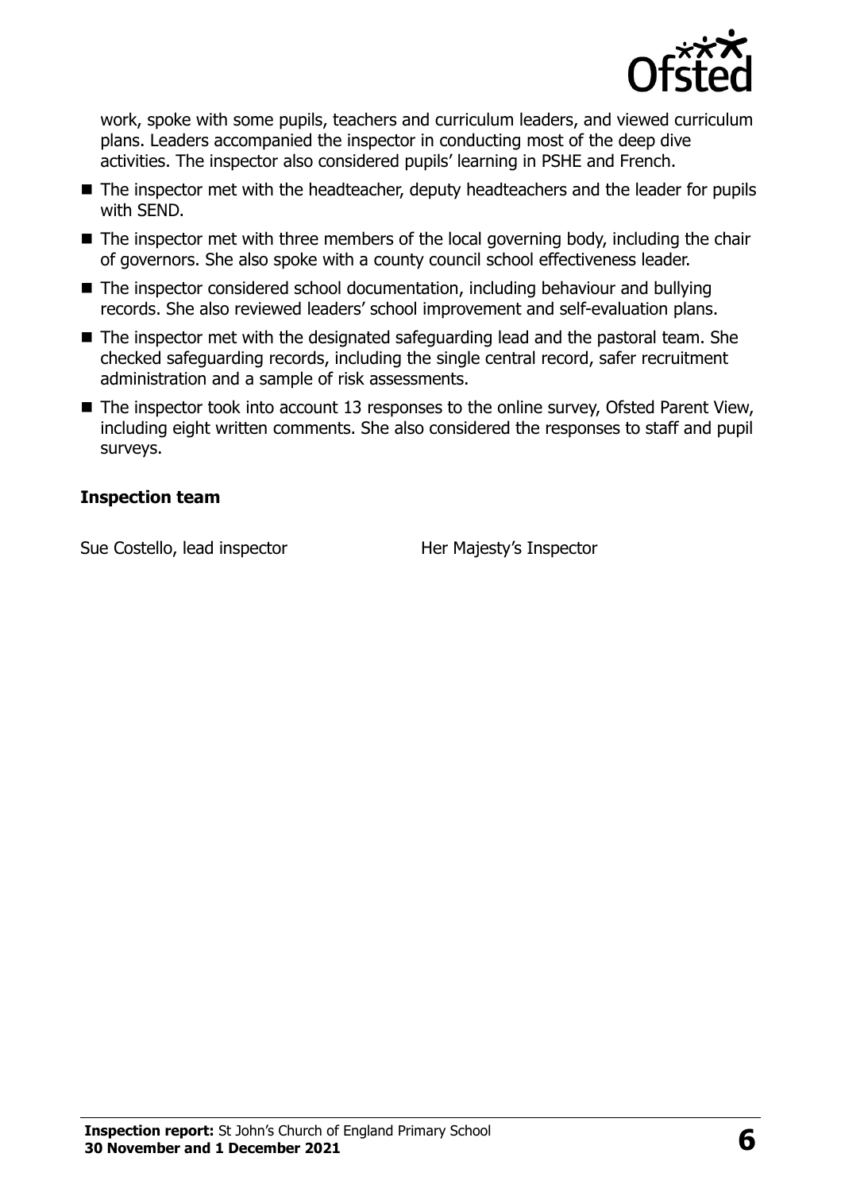work, spoke with some pupils, teachers and curriculum leaders, and viewed curriculum plans. Leaders accompanied the inspector in conducting most of the deep dive activities. The inspector also considered pupils' learning in PSHE and French.

- The inspector met with the headteacher, deputy headteachers and the leader for pupils with SEND.
- The inspector met with three members of the local governing body, including the chair of governors. She also spoke with a county council school effectiveness leader.
- The inspector considered school documentation, including behaviour and bullying records. She also reviewed leaders' school improvement and self-evaluation plans.
- The inspector met with the designated safeguarding lead and the pastoral team. She checked safeguarding records, including the single central record, safer recruitment administration and a sample of risk assessments.
- The inspector took into account 13 responses to the online survey, Ofsted Parent View, including eight written comments. She also considered the responses to staff and pupil surveys.

### Inspection team

| | |
|---|---|
| Sue Costello, lead inspector | Her Majesty's Inspector |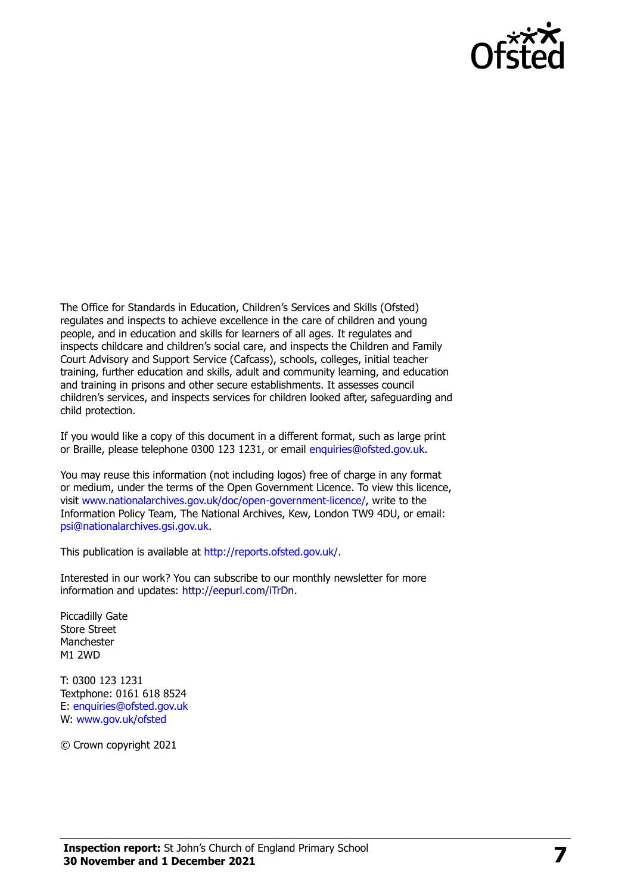The Office for Standards in Education, Children's Services and Skills (Ofsted) regulates and inspects to achieve excellence in the care of children and young people, and in education and skills for learners of all ages. It regulates and inspects childcare and children's social care, and inspects the Children and Family Court Advisory and Support Service (Cafcass), schools, colleges, initial teacher training, further education and skills, adult and community learning, and education and training in prisons and other secure establishments. It assesses council children's services, and inspects services for children looked after, safeguarding and child protection.

If you would like a copy of this document in a different format, such as large print or Braille, please telephone 0300 123 1231, or email enquiries@ofsted.gov.uk.

You may reuse this information (not including logos) free of charge in any format or medium, under the terms of the Open Government Licence. To view this licence, visit www.nationalarchives.gov.uk/doc/open-government-licence/, write to the Information Policy Team, The National Archives, Kew, London TW9 4DU, or email: psi@nationalarchives.gsi.gov.uk.

This publication is available at http://reports.ofsted.gov.uk/.

Interested in our work? You can subscribe to our monthly newsletter for more information and updates: http://eepurl.com/iTrDn.

Piccadilly Gate
Store Street
Manchester
M1 2WD

T: 0300 123 1231
Textphone: 0161 618 8524
E: enquiries@ofsted.gov.uk
W: www.gov.uk/ofsted

© Crown copyright 2021